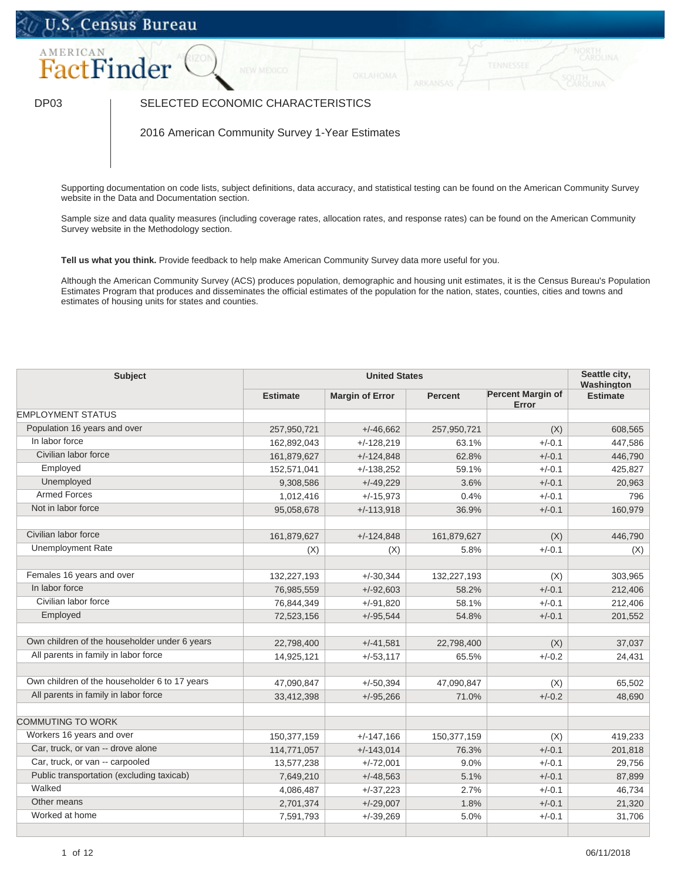DP03 SELECTED ECONOMIC CHARACTERISTICS

2016 American Community Survey 1-Year Estimates

Supporting documentation on code lists, subject definitions, data accuracy, and statistical testing can be found on the American Community Survey website in the Data and Documentation section.

Sample size and data quality measures (including coverage rates, allocation rates, and response rates) can be found on the American Community Survey website in the Methodology section.

**Tell us what you think.** Provide feedback to help make American Community Survey data more useful for you.

Although the American Community Survey (ACS) produces population, demographic and housing unit estimates, it is the Census Bureau's Population Estimates Program that produces and disseminates the official estimates of the population for the nation, states, counties, cities and towns and estimates of housing units for states and counties.

| Subject | United States | | | | Seattle city, Washington |
|---|---|---|---|---|---|
| | Estimate | Margin of Error | Percent | Percent Margin of Error | Estimate |
| EMPLOYMENT STATUS | | | | | |
| Population 16 years and over | 257,950,721 | +/-46,662 | 257,950,721 | (X) | 608,565 |
| In labor force | 162,892,043 | +/-128,219 | 63.1% | +/-0.1 | 447,586 |
| Civilian labor force | 161,879,627 | +/-124,848 | 62.8% | +/-0.1 | 446,790 |
| Employed | 152,571,041 | +/-138,252 | 59.1% | +/-0.1 | 425,827 |
| Unemployed | 9,308,586 | +/-49,229 | 3.6% | +/-0.1 | 20,963 |
| Armed Forces | 1,012,416 | +/-15,973 | 0.4% | +/-0.1 | 796 |
| Not in labor force | 95,058,678 | +/-113,918 | 36.9% | +/-0.1 | 160,979 |
| | | | | | |
| Civilian labor force | 161,879,627 | +/-124,848 | 161,879,627 | (X) | 446,790 |
| Unemployment Rate | (X) | (X) | 5.8% | +/-0.1 | (X) |
| | | | | | |
| Females 16 years and over | 132,227,193 | +/-30,344 | 132,227,193 | (X) | 303,965 |
| In labor force | 76,985,559 | +/-92,603 | 58.2% | +/-0.1 | 212,406 |
| Civilian labor force | 76,844,349 | +/-91,820 | 58.1% | +/-0.1 | 212,406 |
| Employed | 72,523,156 | +/-95,544 | 54.8% | +/-0.1 | 201,552 |
| | | | | | |
| Own children of the householder under 6 years | 22,798,400 | +/-41,581 | 22,798,400 | (X) | 37,037 |
| All parents in family in labor force | 14,925,121 | +/-53,117 | 65.5% | +/-0.2 | 24,431 |
| | | | | | |
| Own children of the householder 6 to 17 years | 47,090,847 | +/-50,394 | 47,090,847 | (X) | 65,502 |
| All parents in family in labor force | 33,412,398 | +/-95,266 | 71.0% | +/-0.2 | 48,690 |
| | | | | | |
| COMMUTING TO WORK | | | | | |
| Workers 16 years and over | 150,377,159 | +/-147,166 | 150,377,159 | (X) | 419,233 |
| Car, truck, or van -- drove alone | 114,771,057 | +/-143,014 | 76.3% | +/-0.1 | 201,818 |
| Car, truck, or van -- carpooled | 13,577,238 | +/-72,001 | 9.0% | +/-0.1 | 29,756 |
| Public transportation (excluding taxicab) | 7,649,210 | +/-48,563 | 5.1% | +/-0.1 | 87,899 |
| Walked | 4,086,487 | +/-37,223 | 2.7% | +/-0.1 | 46,734 |
| Other means | 2,701,374 | +/-29,007 | 1.8% | +/-0.1 | 21,320 |
| Worked at home | 7,591,793 | +/-39,269 | 5.0% | +/-0.1 | 31,706 |
| | | | | | |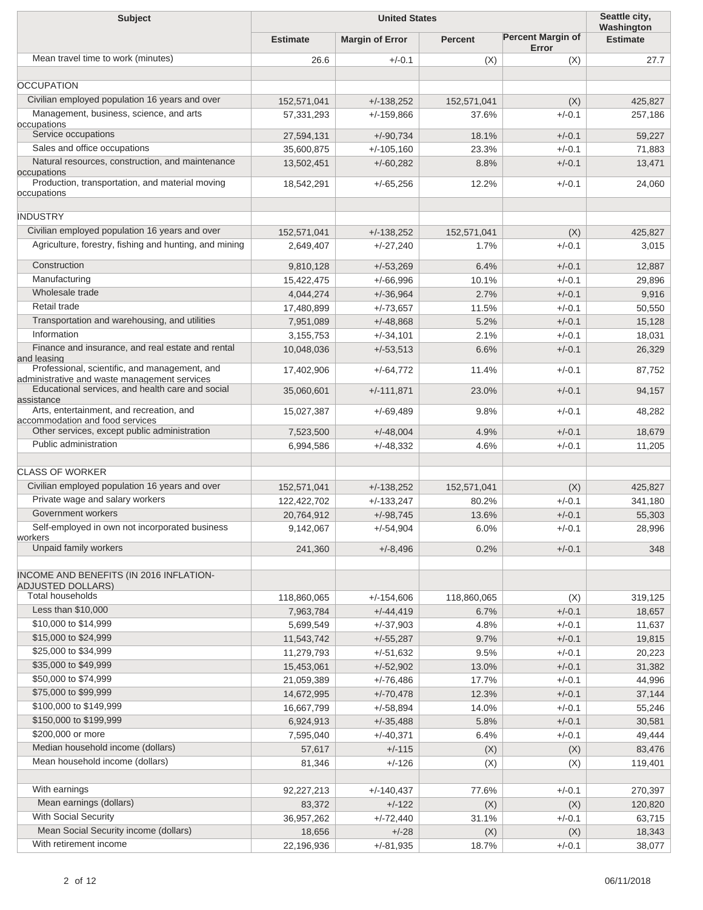| Subject | United States | | | | Seattle city, Washington |
|---|---|---|---|---|---|
| | Estimate | Margin of Error | Percent | Percent Margin of Error | Estimate |
| Mean travel time to work (minutes) | 26.6 | +/-0.1 | (X) | (X) | 27.7 |
| | | | | | |
| OCCUPATION | | | | | |
| Civilian employed population 16 years and over | 152,571,041 | +/-138,252 | 152,571,041 | (X) | 425,827 |
| Management, business, science, and arts occupations | 57,331,293 | +/-159,866 | 37.6% | +/-0.1 | 257,186 |
| Service occupations | 27,594,131 | +/-90,734 | 18.1% | +/-0.1 | 59,227 |
| Sales and office occupations | 35,600,875 | +/-105,160 | 23.3% | +/-0.1 | 71,883 |
| Natural resources, construction, and maintenance occupations | 13,502,451 | +/-60,282 | 8.8% | +/-0.1 | 13,471 |
| Production, transportation, and material moving occupations | 18,542,291 | +/-65,256 | 12.2% | +/-0.1 | 24,060 |
| | | | | | |
| INDUSTRY | | | | | |
| Civilian employed population 16 years and over | 152,571,041 | +/-138,252 | 152,571,041 | (X) | 425,827 |
| Agriculture, forestry, fishing and hunting, and mining | 2,649,407 | +/-27,240 | 1.7% | +/-0.1 | 3,015 |
| Construction | 9,810,128 | +/-53,269 | 6.4% | +/-0.1 | 12,887 |
| Manufacturing | 15,422,475 | +/-66,996 | 10.1% | +/-0.1 | 29,896 |
| Wholesale trade | 4,044,274 | +/-36,964 | 2.7% | +/-0.1 | 9,916 |
| Retail trade | 17,480,899 | +/-73,657 | 11.5% | +/-0.1 | 50,550 |
| Transportation and warehousing, and utilities | 7,951,089 | +/-48,868 | 5.2% | +/-0.1 | 15,128 |
| Information | 3,155,753 | +/-34,101 | 2.1% | +/-0.1 | 18,031 |
| Finance and insurance, and real estate and rental and leasing | 10,048,036 | +/-53,513 | 6.6% | +/-0.1 | 26,329 |
| Professional, scientific, and management, and administrative and waste management services | 17,402,906 | +/-64,772 | 11.4% | +/-0.1 | 87,752 |
| Educational services, and health care and social assistance | 35,060,601 | +/-111,871 | 23.0% | +/-0.1 | 94,157 |
| Arts, entertainment, and recreation, and accommodation and food services | 15,027,387 | +/-69,489 | 9.8% | +/-0.1 | 48,282 |
| Other services, except public administration | 7,523,500 | +/-48,004 | 4.9% | +/-0.1 | 18,679 |
| Public administration | 6,994,586 | +/-48,332 | 4.6% | +/-0.1 | 11,205 |
| | | | | | |
| CLASS OF WORKER | | | | | |
| Civilian employed population 16 years and over | 152,571,041 | +/-138,252 | 152,571,041 | (X) | 425,827 |
| Private wage and salary workers | 122,422,702 | +/-133,247 | 80.2% | +/-0.1 | 341,180 |
| Government workers | 20,764,912 | +/-98,745 | 13.6% | +/-0.1 | 55,303 |
| Self-employed in own not incorporated business workers | 9,142,067 | +/-54,904 | 6.0% | +/-0.1 | 28,996 |
| Unpaid family workers | 241,360 | +/-8,496 | 0.2% | +/-0.1 | 348 |
| | | | | | |
| INCOME AND BENEFITS (IN 2016 INFLATION-ADJUSTED DOLLARS) | | | | | |
| Total households | 118,860,065 | +/-154,606 | 118,860,065 | (X) | 319,125 |
| Less than $10,000 | 7,963,784 | +/-44,419 | 6.7% | +/-0.1 | 18,657 |
| $10,000 to $14,999 | 5,699,549 | +/-37,903 | 4.8% | +/-0.1 | 11,637 |
| $15,000 to $24,999 | 11,543,742 | +/-55,287 | 9.7% | +/-0.1 | 19,815 |
| $25,000 to $34,999 | 11,279,793 | +/-51,632 | 9.5% | +/-0.1 | 20,223 |
| $35,000 to $49,999 | 15,453,061 | +/-52,902 | 13.0% | +/-0.1 | 31,382 |
| $50,000 to $74,999 | 21,059,389 | +/-76,486 | 17.7% | +/-0.1 | 44,996 |
| $75,000 to $99,999 | 14,672,995 | +/-70,478 | 12.3% | +/-0.1 | 37,144 |
| $100,000 to $149,999 | 16,667,799 | +/-58,894 | 14.0% | +/-0.1 | 55,246 |
| $150,000 to $199,999 | 6,924,913 | +/-35,488 | 5.8% | +/-0.1 | 30,581 |
| $200,000 or more | 7,595,040 | +/-40,371 | 6.4% | +/-0.1 | 49,444 |
| Median household income (dollars) | 57,617 | +/-115 | (X) | (X) | 83,476 |
| Mean household income (dollars) | 81,346 | +/-126 | (X) | (X) | 119,401 |
| | | | | | |
| With earnings | 92,227,213 | +/-140,437 | 77.6% | +/-0.1 | 270,397 |
| Mean earnings (dollars) | 83,372 | +/-122 | (X) | (X) | 120,820 |
| With Social Security | 36,957,262 | +/-72,440 | 31.1% | +/-0.1 | 63,715 |
| Mean Social Security income (dollars) | 18,656 | +/-28 | (X) | (X) | 18,343 |
| With retirement income | 22,196,936 | +/-81,935 | 18.7% | +/-0.1 | 38,077 |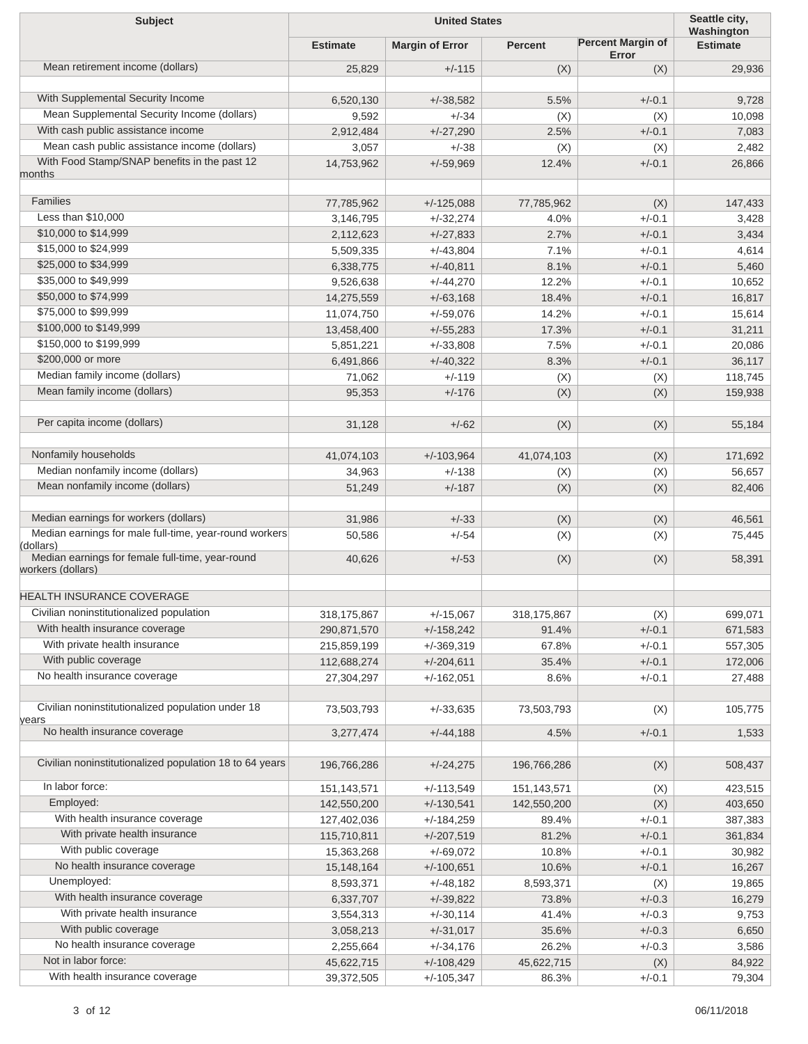| Subject | United States | | | | Seattle city, Washington |
|---|---|---|---|---|---|
| | Estimate | Margin of Error | Percent | Percent Margin of Error | Estimate |
| Mean retirement income (dollars) | 25,829 | +/-115 | (X) | (X) | 29,936 |
| | | | | | |
| With Supplemental Security Income | 6,520,130 | +/-38,582 | 5.5% | +/-0.1 | 9,728 |
| Mean Supplemental Security Income (dollars) | 9,592 | +/-34 | (X) | (X) | 10,098 |
| With cash public assistance income | 2,912,484 | +/-27,290 | 2.5% | +/-0.1 | 7,083 |
| Mean cash public assistance income (dollars) | 3,057 | +/-38 | (X) | (X) | 2,482 |
| With Food Stamp/SNAP benefits in the past 12 months | 14,753,962 | +/-59,969 | 12.4% | +/-0.1 | 26,866 |
| | | | | | |
| Families | 77,785,962 | +/-125,088 | 77,785,962 | (X) | 147,433 |
| Less than $10,000 | 3,146,795 | +/-32,274 | 4.0% | +/-0.1 | 3,428 |
| $10,000 to $14,999 | 2,112,623 | +/-27,833 | 2.7% | +/-0.1 | 3,434 |
| $15,000 to $24,999 | 5,509,335 | +/-43,804 | 7.1% | +/-0.1 | 4,614 |
| $25,000 to $34,999 | 6,338,775 | +/-40,811 | 8.1% | +/-0.1 | 5,460 |
| $35,000 to $49,999 | 9,526,638 | +/-44,270 | 12.2% | +/-0.1 | 10,652 |
| $50,000 to $74,999 | 14,275,559 | +/-63,168 | 18.4% | +/-0.1 | 16,817 |
| $75,000 to $99,999 | 11,074,750 | +/-59,076 | 14.2% | +/-0.1 | 15,614 |
| $100,000 to $149,999 | 13,458,400 | +/-55,283 | 17.3% | +/-0.1 | 31,211 |
| $150,000 to $199,999 | 5,851,221 | +/-33,808 | 7.5% | +/-0.1 | 20,086 |
| $200,000 or more | 6,491,866 | +/-40,322 | 8.3% | +/-0.1 | 36,117 |
| Median family income (dollars) | 71,062 | +/-119 | (X) | (X) | 118,745 |
| Mean family income (dollars) | 95,353 | +/-176 | (X) | (X) | 159,938 |
| | | | | | |
| Per capita income (dollars) | 31,128 | +/-62 | (X) | (X) | 55,184 |
| | | | | | |
| Nonfamily households | 41,074,103 | +/-103,964 | 41,074,103 | (X) | 171,692 |
| Median nonfamily income (dollars) | 34,963 | +/-138 | (X) | (X) | 56,657 |
| Mean nonfamily income (dollars) | 51,249 | +/-187 | (X) | (X) | 82,406 |
| | | | | | |
| Median earnings for workers (dollars) | 31,986 | +/-33 | (X) | (X) | 46,561 |
| Median earnings for male full-time, year-round workers (dollars) | 50,586 | +/-54 | (X) | (X) | 75,445 |
| Median earnings for female full-time, year-round workers (dollars) | 40,626 | +/-53 | (X) | (X) | 58,391 |
| | | | | | |
| HEALTH INSURANCE COVERAGE | | | | | |
| Civilian noninstitutionalized population | 318,175,867 | +/-15,067 | 318,175,867 | (X) | 699,071 |
| With health insurance coverage | 290,871,570 | +/-158,242 | 91.4% | +/-0.1 | 671,583 |
| With private health insurance | 215,859,199 | +/-369,319 | 67.8% | +/-0.1 | 557,305 |
| With public coverage | 112,688,274 | +/-204,611 | 35.4% | +/-0.1 | 172,006 |
| No health insurance coverage | 27,304,297 | +/-162,051 | 8.6% | +/-0.1 | 27,488 |
| | | | | | |
| Civilian noninstitutionalized population under 18 years | 73,503,793 | +/-33,635 | 73,503,793 | (X) | 105,775 |
| No health insurance coverage | 3,277,474 | +/-44,188 | 4.5% | +/-0.1 | 1,533 |
| | | | | | |
| Civilian noninstitutionalized population 18 to 64 years | 196,766,286 | +/-24,275 | 196,766,286 | (X) | 508,437 |
| In labor force: | 151,143,571 | +/-113,549 | 151,143,571 | (X) | 423,515 |
| Employed: | 142,550,200 | +/-130,541 | 142,550,200 | (X) | 403,650 |
| With health insurance coverage | 127,402,036 | +/-184,259 | 89.4% | +/-0.1 | 387,383 |
| With private health insurance | 115,710,811 | +/-207,519 | 81.2% | +/-0.1 | 361,834 |
| With public coverage | 15,363,268 | +/-69,072 | 10.8% | +/-0.1 | 30,982 |
| No health insurance coverage | 15,148,164 | +/-100,651 | 10.6% | +/-0.1 | 16,267 |
| Unemployed: | 8,593,371 | +/-48,182 | 8,593,371 | (X) | 19,865 |
| With health insurance coverage | 6,337,707 | +/-39,822 | 73.8% | +/-0.3 | 16,279 |
| With private health insurance | 3,554,313 | +/-30,114 | 41.4% | +/-0.3 | 9,753 |
| With public coverage | 3,058,213 | +/-31,017 | 35.6% | +/-0.3 | 6,650 |
| No health insurance coverage | 2,255,664 | +/-34,176 | 26.2% | +/-0.3 | 3,586 |
| Not in labor force: | 45,622,715 | +/-108,429 | 45,622,715 | (X) | 84,922 |
| With health insurance coverage | 39,372,505 | +/-105,347 | 86.3% | +/-0.1 | 79,304 |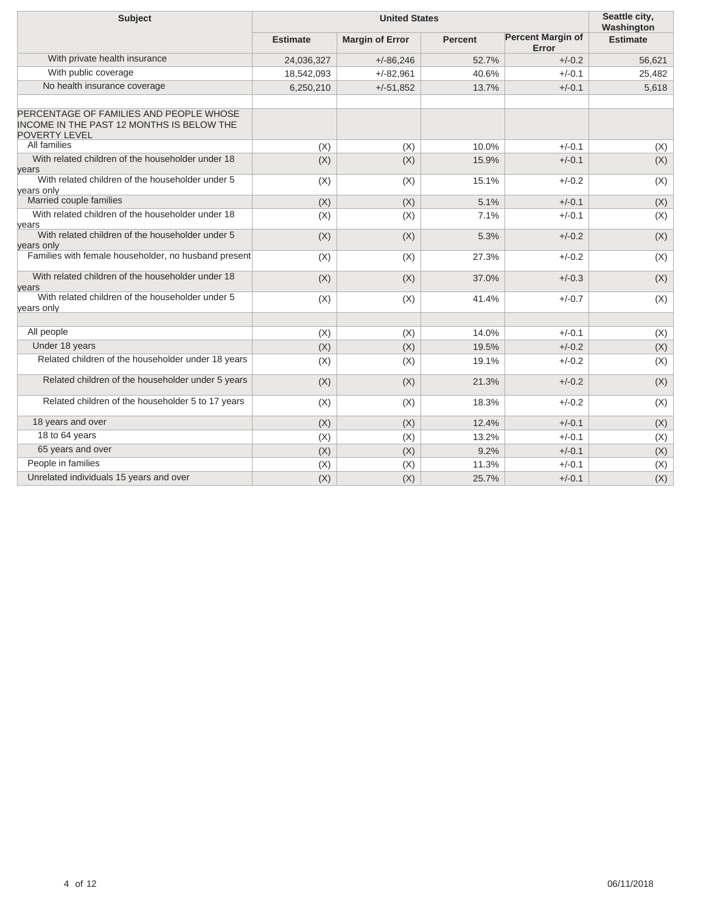| Subject | United States | | | | Seattle city, Washington |
|---|---|---|---|---|---|
| | Estimate | Margin of Error | Percent | Percent Margin of Error | Estimate |
| With private health insurance | 24,036,327 | +/-86,246 | 52.7% | +/-0.2 | 56,621 |
| With public coverage | 18,542,093 | +/-82,961 | 40.6% | +/-0.1 | 25,482 |
| No health insurance coverage | 6,250,210 | +/-51,852 | 13.7% | +/-0.1 | 5,618 |
| | | | | | |
| PERCENTAGE OF FAMILIES AND PEOPLE WHOSE INCOME IN THE PAST 12 MONTHS IS BELOW THE POVERTY LEVEL | | | | | |
| All families | (X) | (X) | 10.0% | +/-0.1 | (X) |
| With related children of the householder under 18 years | (X) | (X) | 15.9% | +/-0.1 | (X) |
| With related children of the householder under 5 years only | (X) | (X) | 15.1% | +/-0.2 | (X) |
| Married couple families | (X) | (X) | 5.1% | +/-0.1 | (X) |
| With related children of the householder under 18 years | (X) | (X) | 7.1% | +/-0.1 | (X) |
| With related children of the householder under 5 years only | (X) | (X) | 5.3% | +/-0.2 | (X) |
| Families with female householder, no husband present | (X) | (X) | 27.3% | +/-0.2 | (X) |
| With related children of the householder under 18 years | (X) | (X) | 37.0% | +/-0.3 | (X) |
| With related children of the householder under 5 years only | (X) | (X) | 41.4% | +/-0.7 | (X) |
| | | | | | |
| All people | (X) | (X) | 14.0% | +/-0.1 | (X) |
| Under 18 years | (X) | (X) | 19.5% | +/-0.2 | (X) |
| Related children of the householder under 18 years | (X) | (X) | 19.1% | +/-0.2 | (X) |
| Related children of the householder under 5 years | (X) | (X) | 21.3% | +/-0.2 | (X) |
| Related children of the householder 5 to 17 years | (X) | (X) | 18.3% | +/-0.2 | (X) |
| 18 years and over | (X) | (X) | 12.4% | +/-0.1 | (X) |
| 18 to 64 years | (X) | (X) | 13.2% | +/-0.1 | (X) |
| 65 years and over | (X) | (X) | 9.2% | +/-0.1 | (X) |
| People in families | (X) | (X) | 11.3% | +/-0.1 | (X) |
| Unrelated individuals 15 years and over | (X) | (X) | 25.7% | +/-0.1 | (X) |

06/11/2018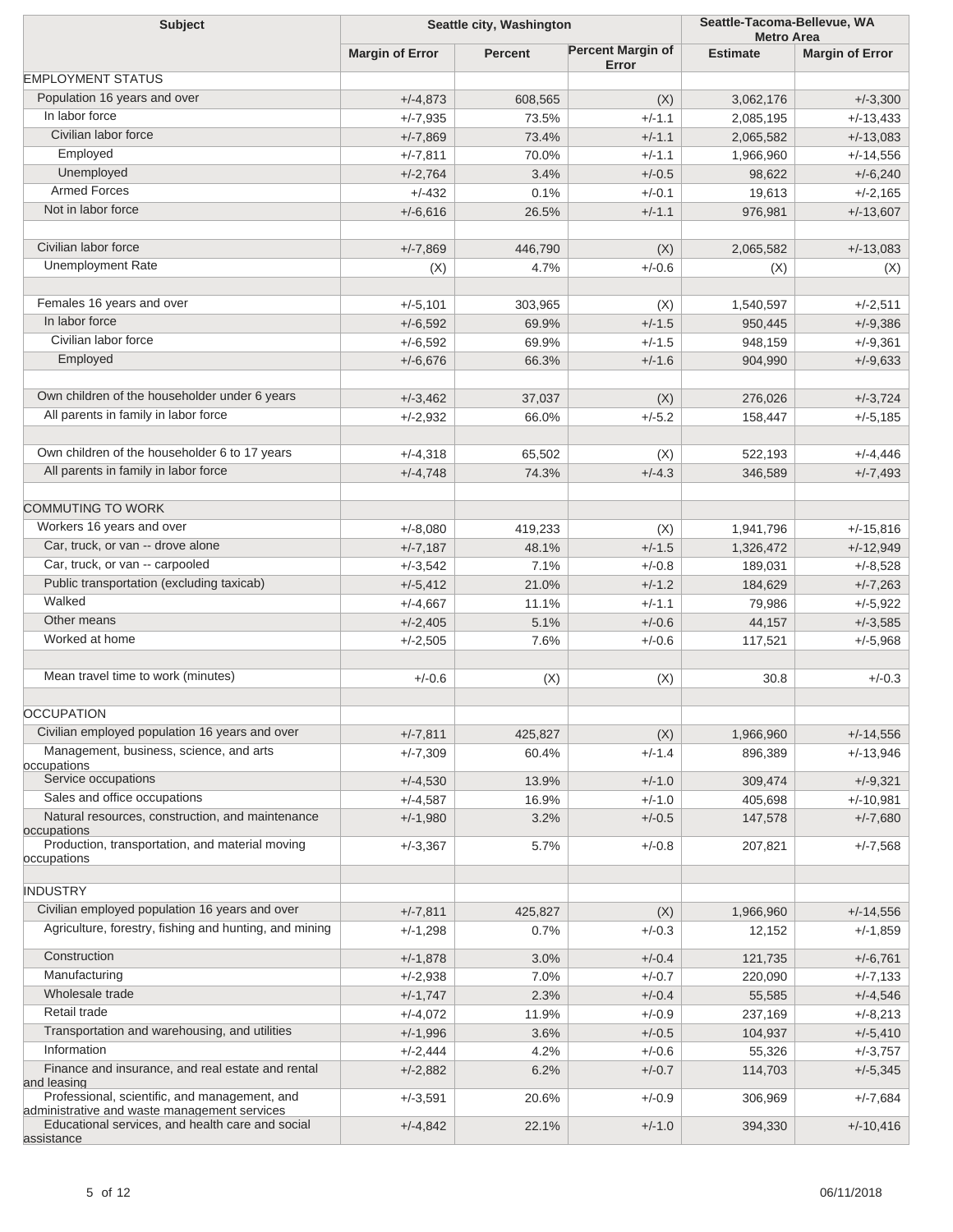| Subject | Seattle city, Washington | | | Seattle-Tacoma-Bellevue, WA Metro Area | |
|---|---|---|---|---|---|
| | Margin of Error | Percent | Percent Margin of Error | Estimate | Margin of Error |
| EMPLOYMENT STATUS | | | | | |
| Population 16 years and over | +/-4,873 | 608,565 | (X) | 3,062,176 | +/-3,300 |
| In labor force | +/-7,935 | 73.5% | +/-1.1 | 2,085,195 | +/-13,433 |
| Civilian labor force | +/-7,869 | 73.4% | +/-1.1 | 2,065,582 | +/-13,083 |
| Employed | +/-7,811 | 70.0% | +/-1.1 | 1,966,960 | +/-14,556 |
| Unemployed | +/-2,764 | 3.4% | +/-0.5 | 98,622 | +/-6,240 |
| Armed Forces | +/-432 | 0.1% | +/-0.1 | 19,613 | +/-2,165 |
| Not in labor force | +/-6,616 | 26.5% | +/-1.1 | 976,981 | +/-13,607 |
| | | | | | |
| Civilian labor force | +/-7,869 | 446,790 | (X) | 2,065,582 | +/-13,083 |
| Unemployment Rate | (X) | 4.7% | +/-0.6 | (X) | (X) |
| | | | | | |
| Females 16 years and over | +/-5,101 | 303,965 | (X) | 1,540,597 | +/-2,511 |
| In labor force | +/-6,592 | 69.9% | +/-1.5 | 950,445 | +/-9,386 |
| Civilian labor force | +/-6,592 | 69.9% | +/-1.5 | 948,159 | +/-9,361 |
| Employed | +/-6,676 | 66.3% | +/-1.6 | 904,990 | +/-9,633 |
| | | | | | |
| Own children of the householder under 6 years | +/-3,462 | 37,037 | (X) | 276,026 | +/-3,724 |
| All parents in family in labor force | +/-2,932 | 66.0% | +/-5.2 | 158,447 | +/-5,185 |
| | | | | | |
| Own children of the householder 6 to 17 years | +/-4,318 | 65,502 | (X) | 522,193 | +/-4,446 |
| All parents in family in labor force | +/-4,748 | 74.3% | +/-4.3 | 346,589 | +/-7,493 |
| | | | | | |
| COMMUTING TO WORK | | | | | |
| Workers 16 years and over | +/-8,080 | 419,233 | (X) | 1,941,796 | +/-15,816 |
| Car, truck, or van -- drove alone | +/-7,187 | 48.1% | +/-1.5 | 1,326,472 | +/-12,949 |
| Car, truck, or van -- carpooled | +/-3,542 | 7.1% | +/-0.8 | 189,031 | +/-8,528 |
| Public transportation (excluding taxicab) | +/-5,412 | 21.0% | +/-1.2 | 184,629 | +/-7,263 |
| Walked | +/-4,667 | 11.1% | +/-1.1 | 79,986 | +/-5,922 |
| Other means | +/-2,405 | 5.1% | +/-0.6 | 44,157 | +/-3,585 |
| Worked at home | +/-2,505 | 7.6% | +/-0.6 | 117,521 | +/-5,968 |
| | | | | | |
| Mean travel time to work (minutes) | +/-0.6 | (X) | (X) | 30.8 | +/-0.3 |
| | | | | | |
| OCCUPATION | | | | | |
| Civilian employed population 16 years and over | +/-7,811 | 425,827 | (X) | 1,966,960 | +/-14,556 |
| Management, business, science, and arts occupations | +/-7,309 | 60.4% | +/-1.4 | 896,389 | +/-13,946 |
| Service occupations | +/-4,530 | 13.9% | +/-1.0 | 309,474 | +/-9,321 |
| Sales and office occupations | +/-4,587 | 16.9% | +/-1.0 | 405,698 | +/-10,981 |
| Natural resources, construction, and maintenance occupations | +/-1,980 | 3.2% | +/-0.5 | 147,578 | +/-7,680 |
| Production, transportation, and material moving occupations | +/-3,367 | 5.7% | +/-0.8 | 207,821 | +/-7,568 |
| | | | | | |
| INDUSTRY | | | | | |
| Civilian employed population 16 years and over | +/-7,811 | 425,827 | (X) | 1,966,960 | +/-14,556 |
| Agriculture, forestry, fishing and hunting, and mining | +/-1,298 | 0.7% | +/-0.3 | 12,152 | +/-1,859 |
| Construction | +/-1,878 | 3.0% | +/-0.4 | 121,735 | +/-6,761 |
| Manufacturing | +/-2,938 | 7.0% | +/-0.7 | 220,090 | +/-7,133 |
| Wholesale trade | +/-1,747 | 2.3% | +/-0.4 | 55,585 | +/-4,546 |
| Retail trade | +/-4,072 | 11.9% | +/-0.9 | 237,169 | +/-8,213 |
| Transportation and warehousing, and utilities | +/-1,996 | 3.6% | +/-0.5 | 104,937 | +/-5,410 |
| Information | +/-2,444 | 4.2% | +/-0.6 | 55,326 | +/-3,757 |
| Finance and insurance, and real estate and rental and leasing | +/-2,882 | 6.2% | +/-0.7 | 114,703 | +/-5,345 |
| Professional, scientific, and management, and administrative and waste management services | +/-3,591 | 20.6% | +/-0.9 | 306,969 | +/-7,684 |
| Educational services, and health care and social assistance | +/-4,842 | 22.1% | +/-1.0 | 394,330 | +/-10,416 |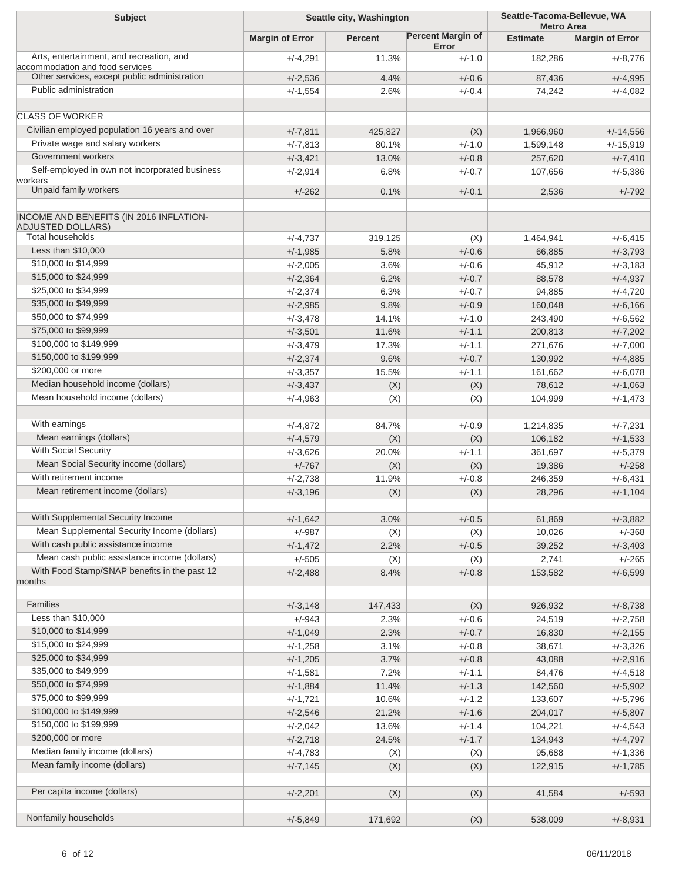| Subject | Seattle city, Washington | | | Seattle-Tacoma-Bellevue, WA Metro Area | |
|---|---|---|---|---|---|
| | Margin of Error | Percent | Percent Margin of Error | Estimate | Margin of Error |
| Arts, entertainment, and recreation, and accommodation and food services | +/-4,291 | 11.3% | +/-1.0 | 182,286 | +/-8,776 |
| Other services, except public administration | +/-2,536 | 4.4% | +/-0.6 | 87,436 | +/-4,995 |
| Public administration | +/-1,554 | 2.6% | +/-0.4 | 74,242 | +/-4,082 |
| | | | | | |
| CLASS OF WORKER | | | | | |
| Civilian employed population 16 years and over | +/-7,811 | 425,827 | (X) | 1,966,960 | +/-14,556 |
| Private wage and salary workers | +/-7,813 | 80.1% | +/-1.0 | 1,599,148 | +/-15,919 |
| Government workers | +/-3,421 | 13.0% | +/-0.8 | 257,620 | +/-7,410 |
| Self-employed in own not incorporated business workers | +/-2,914 | 6.8% | +/-0.7 | 107,656 | +/-5,386 |
| Unpaid family workers | +/-262 | 0.1% | +/-0.1 | 2,536 | +/-792 |
| | | | | | |
| INCOME AND BENEFITS (IN 2016 INFLATION-ADJUSTED DOLLARS) | | | | | |
| Total households | +/-4,737 | 319,125 | (X) | 1,464,941 | +/-6,415 |
| Less than $10,000 | +/-1,985 | 5.8% | +/-0.6 | 66,885 | +/-3,793 |
| $10,000 to $14,999 | +/-2,005 | 3.6% | +/-0.6 | 45,912 | +/-3,183 |
| $15,000 to $24,999 | +/-2,364 | 6.2% | +/-0.7 | 88,578 | +/-4,937 |
| $25,000 to $34,999 | +/-2,374 | 6.3% | +/-0.7 | 94,885 | +/-4,720 |
| $35,000 to $49,999 | +/-2,985 | 9.8% | +/-0.9 | 160,048 | +/-6,166 |
| $50,000 to $74,999 | +/-3,478 | 14.1% | +/-1.0 | 243,490 | +/-6,562 |
| $75,000 to $99,999 | +/-3,501 | 11.6% | +/-1.1 | 200,813 | +/-7,202 |
| $100,000 to $149,999 | +/-3,479 | 17.3% | +/-1.1 | 271,676 | +/-7,000 |
| $150,000 to $199,999 | +/-2,374 | 9.6% | +/-0.7 | 130,992 | +/-4,885 |
| $200,000 or more | +/-3,357 | 15.5% | +/-1.1 | 161,662 | +/-6,078 |
| Median household income (dollars) | +/-3,437 | (X) | (X) | 78,612 | +/-1,063 |
| Mean household income (dollars) | +/-4,963 | (X) | (X) | 104,999 | +/-1,473 |
| | | | | | |
| With earnings | +/-4,872 | 84.7% | +/-0.9 | 1,214,835 | +/-7,231 |
| Mean earnings (dollars) | +/-4,579 | (X) | (X) | 106,182 | +/-1,533 |
| With Social Security | +/-3,626 | 20.0% | +/-1.1 | 361,697 | +/-5,379 |
| Mean Social Security income (dollars) | +/-767 | (X) | (X) | 19,386 | +/-258 |
| With retirement income | +/-2,738 | 11.9% | +/-0.8 | 246,359 | +/-6,431 |
| Mean retirement income (dollars) | +/-3,196 | (X) | (X) | 28,296 | +/-1,104 |
| | | | | | |
| With Supplemental Security Income | +/-1,642 | 3.0% | +/-0.5 | 61,869 | +/-3,882 |
| Mean Supplemental Security Income (dollars) | +/-987 | (X) | (X) | 10,026 | +/-368 |
| With cash public assistance income | +/-1,472 | 2.2% | +/-0.5 | 39,252 | +/-3,403 |
| Mean cash public assistance income (dollars) | +/-505 | (X) | (X) | 2,741 | +/-265 |
| With Food Stamp/SNAP benefits in the past 12 months | +/-2,488 | 8.4% | +/-0.8 | 153,582 | +/-6,599 |
| | | | | | |
| Families | +/-3,148 | 147,433 | (X) | 926,932 | +/-8,738 |
| Less than $10,000 | +/-943 | 2.3% | +/-0.6 | 24,519 | +/-2,758 |
| $10,000 to $14,999 | +/-1,049 | 2.3% | +/-0.7 | 16,830 | +/-2,155 |
| $15,000 to $24,999 | +/-1,258 | 3.1% | +/-0.8 | 38,671 | +/-3,326 |
| $25,000 to $34,999 | +/-1,205 | 3.7% | +/-0.8 | 43,088 | +/-2,916 |
| $35,000 to $49,999 | +/-1,581 | 7.2% | +/-1.1 | 84,476 | +/-4,518 |
| $50,000 to $74,999 | +/-1,884 | 11.4% | +/-1.3 | 142,560 | +/-5,902 |
| $75,000 to $99,999 | +/-1,721 | 10.6% | +/-1.2 | 133,607 | +/-5,796 |
| $100,000 to $149,999 | +/-2,546 | 21.2% | +/-1.6 | 204,017 | +/-5,807 |
| $150,000 to $199,999 | +/-2,042 | 13.6% | +/-1.4 | 104,221 | +/-4,543 |
| $200,000 or more | +/-2,718 | 24.5% | +/-1.7 | 134,943 | +/-4,797 |
| Median family income (dollars) | +/-4,783 | (X) | (X) | 95,688 | +/-1,336 |
| Mean family income (dollars) | +/-7,145 | (X) | (X) | 122,915 | +/-1,785 |
| | | | | | |
| Per capita income (dollars) | +/-2,201 | (X) | (X) | 41,584 | +/-593 |
| | | | | | |
| Nonfamily households | +/-5,849 | 171,692 | (X) | 538,009 | +/-8,931 |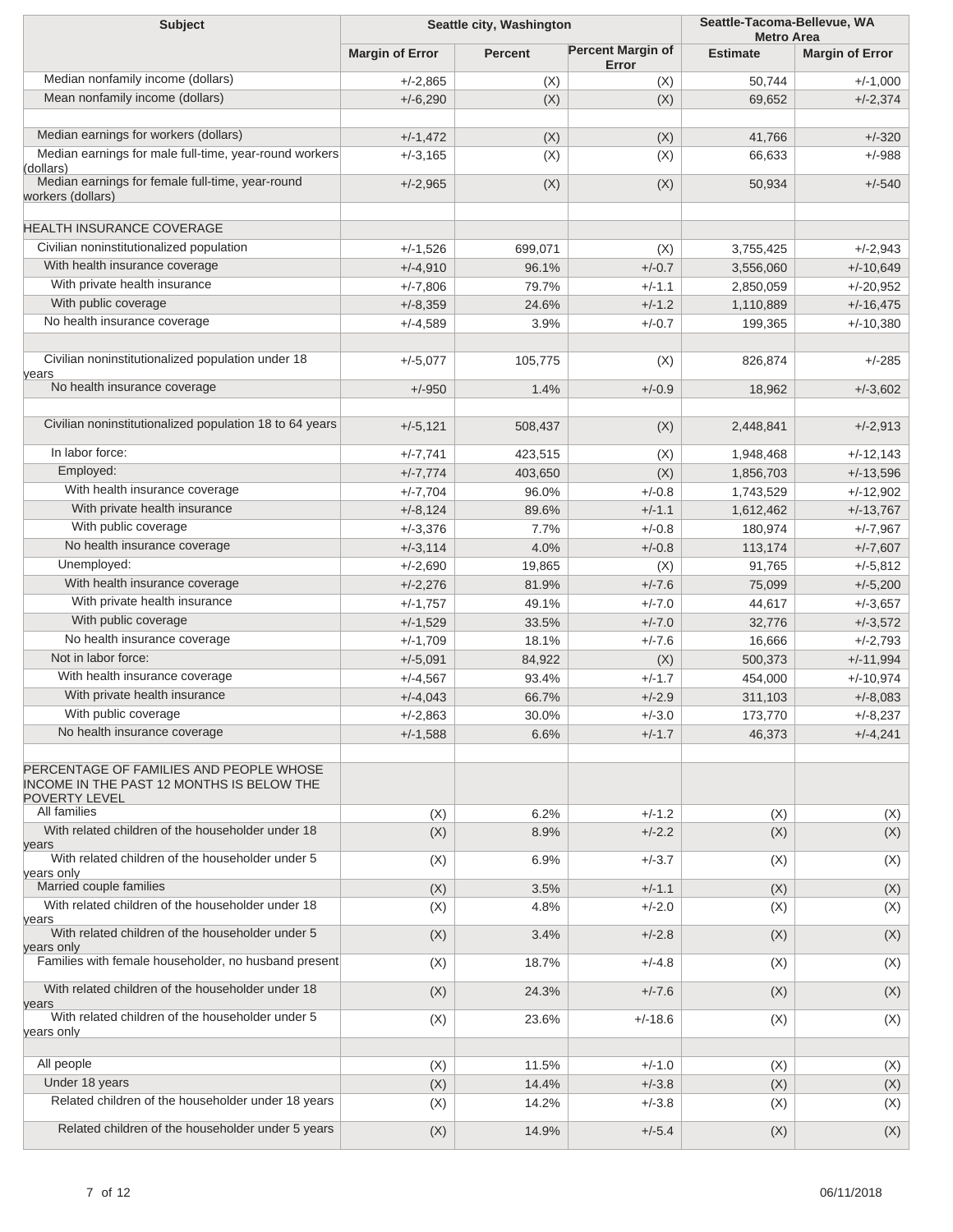| Subject | Seattle city, Washington | | | Seattle-Tacoma-Bellevue, WA Metro Area | |
|---|---|---|---|---|---|
| | Margin of Error | Percent | Percent Margin of Error | Estimate | Margin of Error |
| Median nonfamily income (dollars) | +/-2,865 | (X) | (X) | 50,744 | +/-1,000 |
| Mean nonfamily income (dollars) | +/-6,290 | (X) | (X) | 69,652 | +/-2,374 |
| | | | | | |
| Median earnings for workers (dollars) | +/-1,472 | (X) | (X) | 41,766 | +/-320 |
| Median earnings for male full-time, year-round workers (dollars) | +/-3,165 | (X) | (X) | 66,633 | +/-988 |
| Median earnings for female full-time, year-round workers (dollars) | +/-2,965 | (X) | (X) | 50,934 | +/-540 |
| | | | | | |
| HEALTH INSURANCE COVERAGE | | | | | |
| Civilian noninstitutionalized population | +/-1,526 | 699,071 | (X) | 3,755,425 | +/-2,943 |
| With health insurance coverage | +/-4,910 | 96.1% | +/-0.7 | 3,556,060 | +/-10,649 |
| With private health insurance | +/-7,806 | 79.7% | +/-1.1 | 2,850,059 | +/-20,952 |
| With public coverage | +/-8,359 | 24.6% | +/-1.2 | 1,110,889 | +/-16,475 |
| No health insurance coverage | +/-4,589 | 3.9% | +/-0.7 | 199,365 | +/-10,380 |
| | | | | | |
| Civilian noninstitutionalized population under 18 years | +/-5,077 | 105,775 | (X) | 826,874 | +/-285 |
| No health insurance coverage | +/-950 | 1.4% | +/-0.9 | 18,962 | +/-3,602 |
| | | | | | |
| Civilian noninstitutionalized population 18 to 64 years | +/-5,121 | 508,437 | (X) | 2,448,841 | +/-2,913 |
| In labor force: | +/-7,741 | 423,515 | (X) | 1,948,468 | +/-12,143 |
| Employed: | +/-7,774 | 403,650 | (X) | 1,856,703 | +/-13,596 |
| With health insurance coverage | +/-7,704 | 96.0% | +/-0.8 | 1,743,529 | +/-12,902 |
| With private health insurance | +/-8,124 | 89.6% | +/-1.1 | 1,612,462 | +/-13,767 |
| With public coverage | +/-3,376 | 7.7% | +/-0.8 | 180,974 | +/-7,967 |
| No health insurance coverage | +/-3,114 | 4.0% | +/-0.8 | 113,174 | +/-7,607 |
| Unemployed: | +/-2,690 | 19,865 | (X) | 91,765 | +/-5,812 |
| With health insurance coverage | +/-2,276 | 81.9% | +/-7.6 | 75,099 | +/-5,200 |
| With private health insurance | +/-1,757 | 49.1% | +/-7.0 | 44,617 | +/-3,657 |
| With public coverage | +/-1,529 | 33.5% | +/-7.0 | 32,776 | +/-3,572 |
| No health insurance coverage | +/-1,709 | 18.1% | +/-7.6 | 16,666 | +/-2,793 |
| Not in labor force: | +/-5,091 | 84,922 | (X) | 500,373 | +/-11,994 |
| With health insurance coverage | +/-4,567 | 93.4% | +/-1.7 | 454,000 | +/-10,974 |
| With private health insurance | +/-4,043 | 66.7% | +/-2.9 | 311,103 | +/-8,083 |
| With public coverage | +/-2,863 | 30.0% | +/-3.0 | 173,770 | +/-8,237 |
| No health insurance coverage | +/-1,588 | 6.6% | +/-1.7 | 46,373 | +/-4,241 |
| | | | | | |
| PERCENTAGE OF FAMILIES AND PEOPLE WHOSE INCOME IN THE PAST 12 MONTHS IS BELOW THE POVERTY LEVEL | | | | | |
| All families | (X) | 6.2% | +/-1.2 | (X) | (X) |
| With related children of the householder under 18 years | (X) | 8.9% | +/-2.2 | (X) | (X) |
| With related children of the householder under 5 years only | (X) | 6.9% | +/-3.7 | (X) | (X) |
| Married couple families | (X) | 3.5% | +/-1.1 | (X) | (X) |
| With related children of the householder under 18 years | (X) | 4.8% | +/-2.0 | (X) | (X) |
| With related children of the householder under 5 years only | (X) | 3.4% | +/-2.8 | (X) | (X) |
| Families with female householder, no husband present | (X) | 18.7% | +/-4.8 | (X) | (X) |
| With related children of the householder under 18 years | (X) | 24.3% | +/-7.6 | (X) | (X) |
| With related children of the householder under 5 years only | (X) | 23.6% | +/-18.6 | (X) | (X) |
| | | | | | |
| All people | (X) | 11.5% | +/-1.0 | (X) | (X) |
| Under 18 years | (X) | 14.4% | +/-3.8 | (X) | (X) |
| Related children of the householder under 18 years | (X) | 14.2% | +/-3.8 | (X) | (X) |
| Related children of the householder under 5 years | (X) | 14.9% | +/-5.4 | (X) | (X) |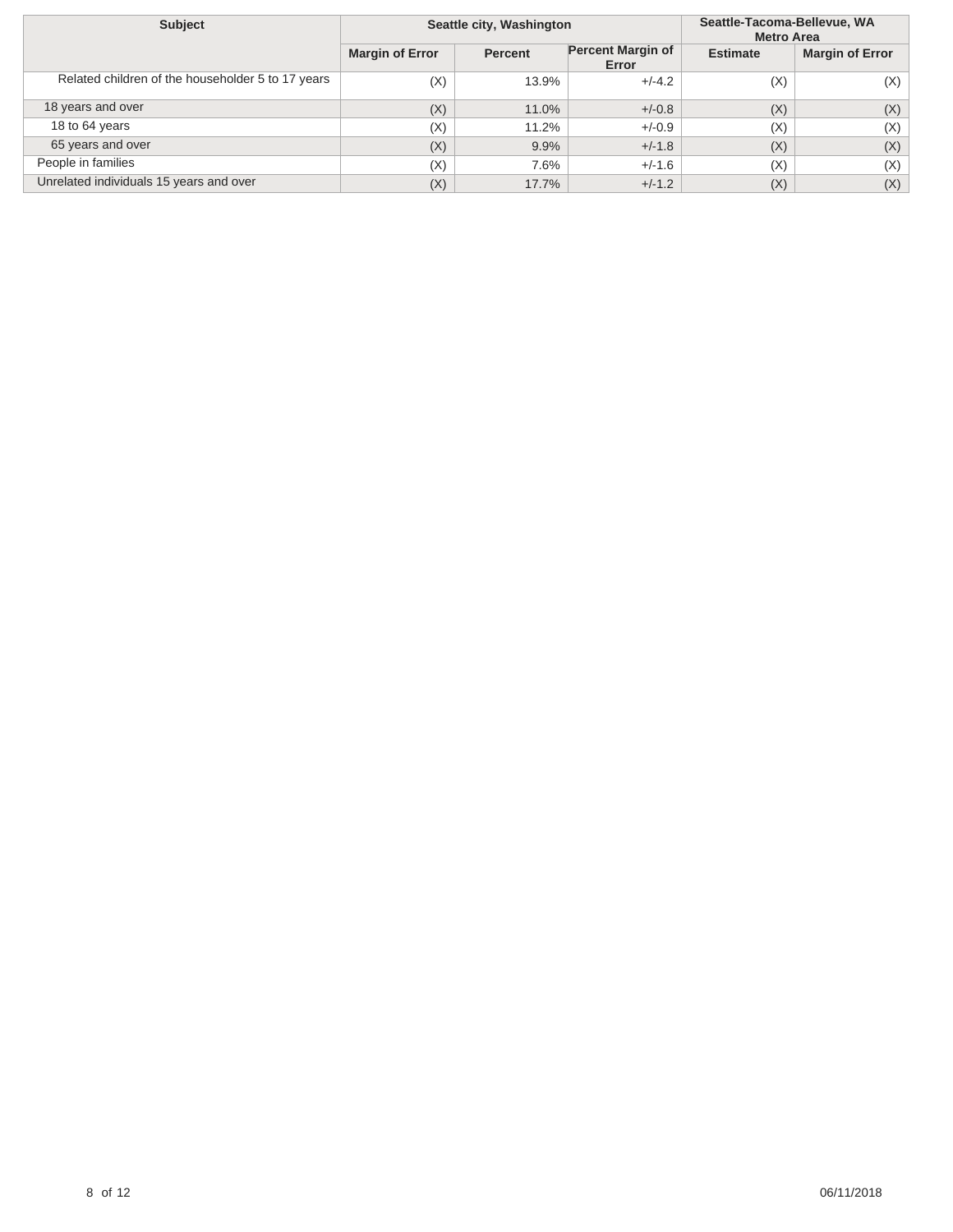| Subject | Seattle city, Washington | | | Seattle-Tacoma-Bellevue, WA Metro Area | |
|---|---|---|---|---|---|
| | Margin of Error | Percent | Percent Margin of Error | Estimate | Margin of Error |
| Related children of the householder 5 to 17 years | (X) | 13.9% | +/-4.2 | (X) | (X) |
| 18 years and over | (X) | 11.0% | +/-0.8 | (X) | (X) |
| 18 to 64 years | (X) | 11.2% | +/-0.9 | (X) | (X) |
| 65 years and over | (X) | 9.9% | +/-1.8 | (X) | (X) |
| People in families | (X) | 7.6% | +/-1.6 | (X) | (X) |
| Unrelated individuals 15 years and over | (X) | 17.7% | +/-1.2 | (X) | (X) |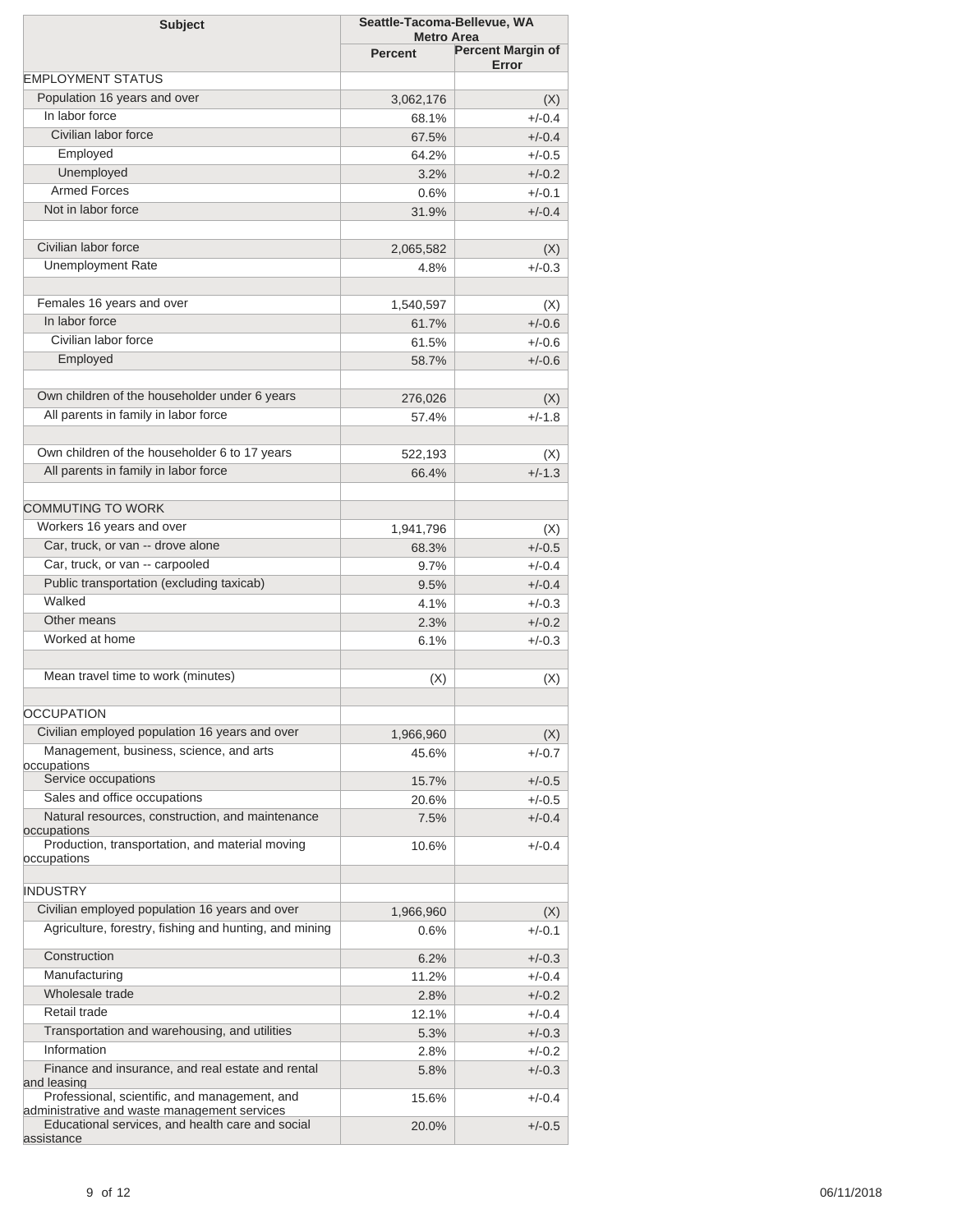| Subject | Seattle-Tacoma-Bellevue, WA Metro Area | |
|---|---|---|
| | Percent | Percent Margin of Error |
| EMPLOYMENT STATUS | | |
| Population 16 years and over | 3,062,176 | (X) |
| In labor force | 68.1% | +/-0.4 |
| Civilian labor force | 67.5% | +/-0.4 |
| Employed | 64.2% | +/-0.5 |
| Unemployed | 3.2% | +/-0.2 |
| Armed Forces | 0.6% | +/-0.1 |
| Not in labor force | 31.9% | +/-0.4 |
| | | |
| Civilian labor force | 2,065,582 | (X) |
| Unemployment Rate | 4.8% | +/-0.3 |
| | | |
| Females 16 years and over | 1,540,597 | (X) |
| In labor force | 61.7% | +/-0.6 |
| Civilian labor force | 61.5% | +/-0.6 |
| Employed | 58.7% | +/-0.6 |
| | | |
| Own children of the householder under 6 years | 276,026 | (X) |
| All parents in family in labor force | 57.4% | +/-1.8 |
| | | |
| Own children of the householder 6 to 17 years | 522,193 | (X) |
| All parents in family in labor force | 66.4% | +/-1.3 |
| | | |
| COMMUTING TO WORK | | |
| Workers 16 years and over | 1,941,796 | (X) |
| Car, truck, or van -- drove alone | 68.3% | +/-0.5 |
| Car, truck, or van -- carpooled | 9.7% | +/-0.4 |
| Public transportation (excluding taxicab) | 9.5% | +/-0.4 |
| Walked | 4.1% | +/-0.3 |
| Other means | 2.3% | +/-0.2 |
| Worked at home | 6.1% | +/-0.3 |
| | | |
| Mean travel time to work (minutes) | (X) | (X) |
| | | |
| OCCUPATION | | |
| Civilian employed population 16 years and over | 1,966,960 | (X) |
| Management, business, science, and arts occupations | 45.6% | +/-0.7 |
| Service occupations | 15.7% | +/-0.5 |
| Sales and office occupations | 20.6% | +/-0.5 |
| Natural resources, construction, and maintenance occupations | 7.5% | +/-0.4 |
| Production, transportation, and material moving occupations | 10.6% | +/-0.4 |
| | | |
| INDUSTRY | | |
| Civilian employed population 16 years and over | 1,966,960 | (X) |
| Agriculture, forestry, fishing and hunting, and mining | 0.6% | +/-0.1 |
| Construction | 6.2% | +/-0.3 |
| Manufacturing | 11.2% | +/-0.4 |
| Wholesale trade | 2.8% | +/-0.2 |
| Retail trade | 12.1% | +/-0.4 |
| Transportation and warehousing, and utilities | 5.3% | +/-0.3 |
| Information | 2.8% | +/-0.2 |
| Finance and insurance, and real estate and rental and leasing | 5.8% | +/-0.3 |
| Professional, scientific, and management, and administrative and waste management services | 15.6% | +/-0.4 |
| Educational services, and health care and social assistance | 20.0% | +/-0.5 |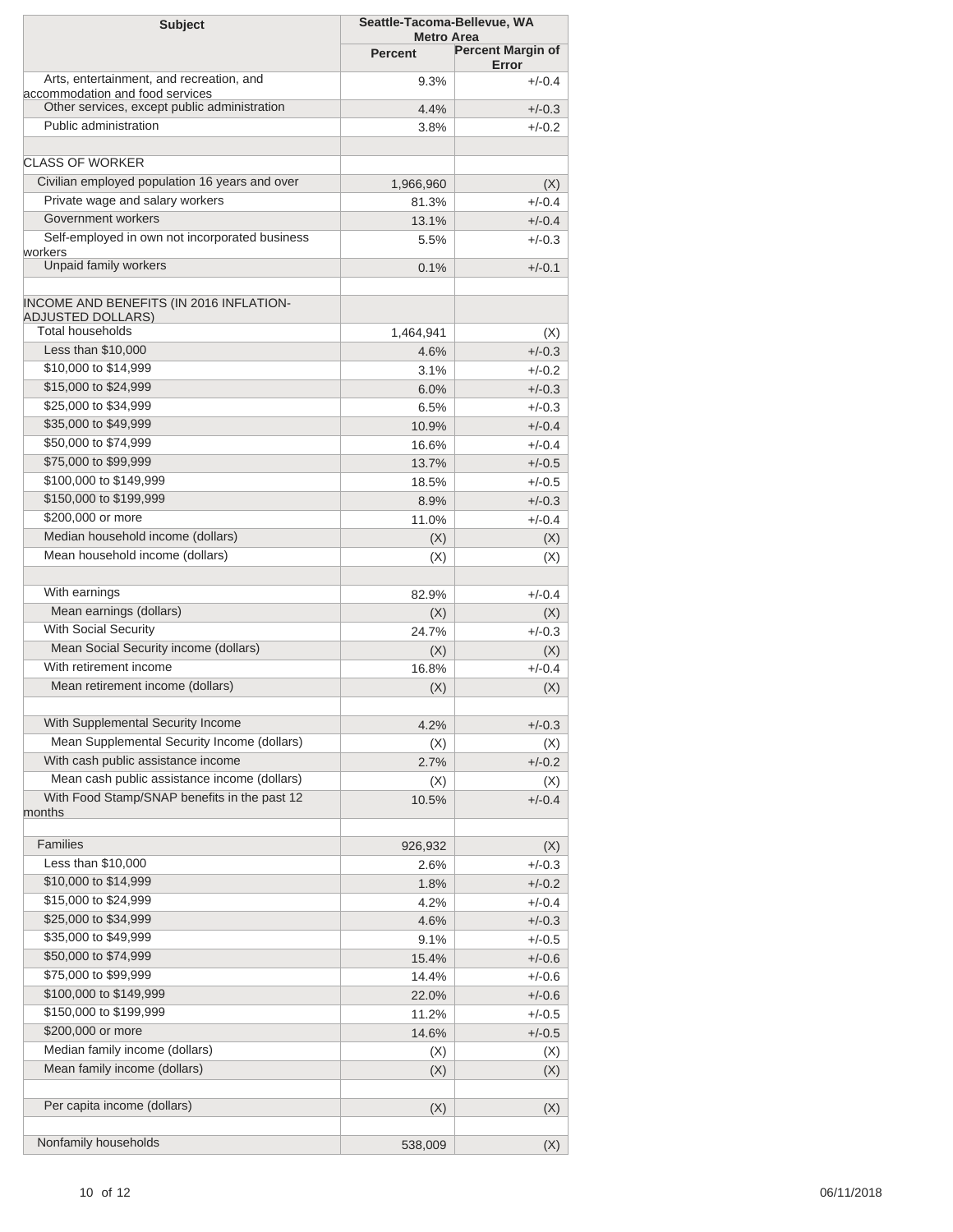| Subject | Seattle-Tacoma-Bellevue, WA Metro Area | |
|---|---|---|
| | Percent | Percent Margin of Error |
| Arts, entertainment, and recreation, and accommodation and food services | 9.3% | +/-0.4 |
| Other services, except public administration | 4.4% | +/-0.3 |
| Public administration | 3.8% | +/-0.2 |
| | | |
| CLASS OF WORKER | | |
| Civilian employed population 16 years and over | 1,966,960 | (X) |
| Private wage and salary workers | 81.3% | +/-0.4 |
| Government workers | 13.1% | +/-0.4 |
| Self-employed in own not incorporated business workers | 5.5% | +/-0.3 |
| Unpaid family workers | 0.1% | +/-0.1 |
| | | |
| INCOME AND BENEFITS (IN 2016 INFLATION-ADJUSTED DOLLARS) | | |
| Total households | 1,464,941 | (X) |
| Less than $10,000 | 4.6% | +/-0.3 |
| $10,000 to $14,999 | 3.1% | +/-0.2 |
| $15,000 to $24,999 | 6.0% | +/-0.3 |
| $25,000 to $34,999 | 6.5% | +/-0.3 |
| $35,000 to $49,999 | 10.9% | +/-0.4 |
| $50,000 to $74,999 | 16.6% | +/-0.4 |
| $75,000 to $99,999 | 13.7% | +/-0.5 |
| $100,000 to $149,999 | 18.5% | +/-0.5 |
| $150,000 to $199,999 | 8.9% | +/-0.3 |
| $200,000 or more | 11.0% | +/-0.4 |
| Median household income (dollars) | (X) | (X) |
| Mean household income (dollars) | (X) | (X) |
| | | |
| With earnings | 82.9% | +/-0.4 |
| Mean earnings (dollars) | (X) | (X) |
| With Social Security | 24.7% | +/-0.3 |
| Mean Social Security income (dollars) | (X) | (X) |
| With retirement income | 16.8% | +/-0.4 |
| Mean retirement income (dollars) | (X) | (X) |
| | | |
| With Supplemental Security Income | 4.2% | +/-0.3 |
| Mean Supplemental Security Income (dollars) | (X) | (X) |
| With cash public assistance income | 2.7% | +/-0.2 |
| Mean cash public assistance income (dollars) | (X) | (X) |
| With Food Stamp/SNAP benefits in the past 12 months | 10.5% | +/-0.4 |
| | | |
| Families | 926,932 | (X) |
| Less than $10,000 | 2.6% | +/-0.3 |
| $10,000 to $14,999 | 1.8% | +/-0.2 |
| $15,000 to $24,999 | 4.2% | +/-0.4 |
| $25,000 to $34,999 | 4.6% | +/-0.3 |
| $35,000 to $49,999 | 9.1% | +/-0.5 |
| $50,000 to $74,999 | 15.4% | +/-0.6 |
| $75,000 to $99,999 | 14.4% | +/-0.6 |
| $100,000 to $149,999 | 22.0% | +/-0.6 |
| $150,000 to $199,999 | 11.2% | +/-0.5 |
| $200,000 or more | 14.6% | +/-0.5 |
| Median family income (dollars) | (X) | (X) |
| Mean family income (dollars) | (X) | (X) |
| | | |
| Per capita income (dollars) | (X) | (X) |
| | | |
| Nonfamily households | 538,009 | (X) |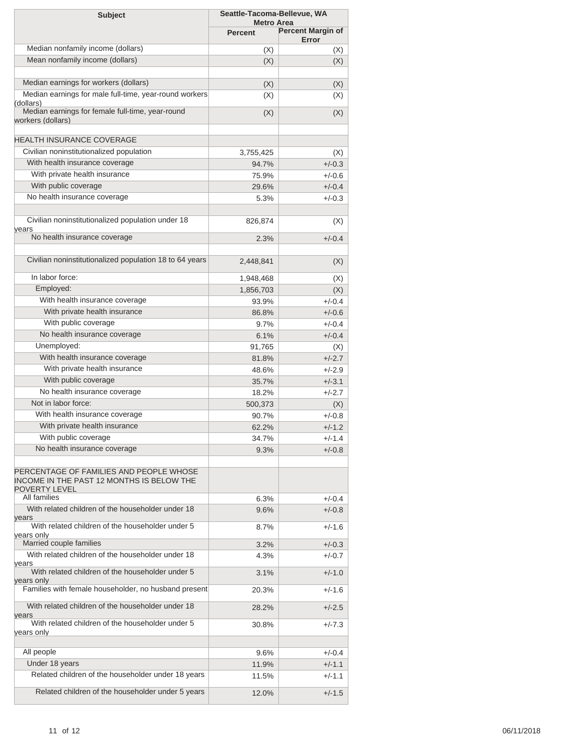| Subject | Seattle-Tacoma-Bellevue, WA Metro Area | |
|---|---|---|
| | Percent | Percent Margin of Error |
| Median nonfamily income (dollars) | (X) | (X) |
| Mean nonfamily income (dollars) | (X) | (X) |
| | | |
| Median earnings for workers (dollars) | (X) | (X) |
| Median earnings for male full-time, year-round workers (dollars) | (X) | (X) |
| Median earnings for female full-time, year-round workers (dollars) | (X) | (X) |
| | | |
| HEALTH INSURANCE COVERAGE | | |
| Civilian noninstitutionalized population | 3,755,425 | (X) |
| With health insurance coverage | 94.7% | +/-0.3 |
| With private health insurance | 75.9% | +/-0.6 |
| With public coverage | 29.6% | +/-0.4 |
| No health insurance coverage | 5.3% | +/-0.3 |
| | | |
| Civilian noninstitutionalized population under 18 years | 826,874 | (X) |
| No health insurance coverage | 2.3% | +/-0.4 |
| | | |
| Civilian noninstitutionalized population 18 to 64 years | 2,448,841 | (X) |
| In labor force: | 1,948,468 | (X) |
| Employed: | 1,856,703 | (X) |
| With health insurance coverage | 93.9% | +/-0.4 |
| With private health insurance | 86.8% | +/-0.6 |
| With public coverage | 9.7% | +/-0.4 |
| No health insurance coverage | 6.1% | +/-0.4 |
| Unemployed: | 91,765 | (X) |
| With health insurance coverage | 81.8% | +/-2.7 |
| With private health insurance | 48.6% | +/-2.9 |
| With public coverage | 35.7% | +/-3.1 |
| No health insurance coverage | 18.2% | +/-2.7 |
| Not in labor force: | 500,373 | (X) |
| With health insurance coverage | 90.7% | +/-0.8 |
| With private health insurance | 62.2% | +/-1.2 |
| With public coverage | 34.7% | +/-1.4 |
| No health insurance coverage | 9.3% | +/-0.8 |
| | | |
| PERCENTAGE OF FAMILIES AND PEOPLE WHOSE INCOME IN THE PAST 12 MONTHS IS BELOW THE POVERTY LEVEL | | |
| All families | 6.3% | +/-0.4 |
| With related children of the householder under 18 years | 9.6% | +/-0.8 |
| With related children of the householder under 5 years only | 8.7% | +/-1.6 |
| Married couple families | 3.2% | +/-0.3 |
| With related children of the householder under 18 years | 4.3% | +/-0.7 |
| With related children of the householder under 5 years only | 3.1% | +/-1.0 |
| Families with female householder, no husband present | 20.3% | +/-1.6 |
| With related children of the householder under 18 years | 28.2% | +/-2.5 |
| With related children of the householder under 5 years only | 30.8% | +/-7.3 |
| | | |
| All people | 9.6% | +/-0.4 |
| Under 18 years | 11.9% | +/-1.1 |
| Related children of the householder under 18 years | 11.5% | +/-1.1 |
| Related children of the householder under 5 years | 12.0% | +/-1.5 |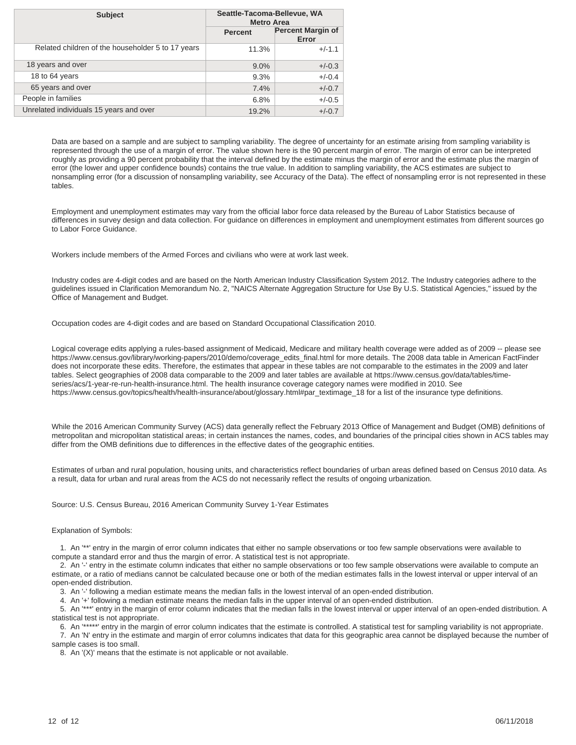| Subject | Seattle-Tacoma-Bellevue, WA Metro Area | |
|---|---|---|
| | Percent | Percent Margin of Error |
| Related children of the householder 5 to 17 years | 11.3% | +/-1.1 |
| 18 years and over | 9.0% | +/-0.3 |
| 18 to 64 years | 9.3% | +/-0.4 |
| 65 years and over | 7.4% | +/-0.7 |
| People in families | 6.8% | +/-0.5 |
| Unrelated individuals 15 years and over | 19.2% | +/-0.7 |

Data are based on a sample and are subject to sampling variability. The degree of uncertainty for an estimate arising from sampling variability is represented through the use of a margin of error. The value shown here is the 90 percent margin of error. The margin of error can be interpreted roughly as providing a 90 percent probability that the interval defined by the estimate minus the margin of error and the estimate plus the margin of error (the lower and upper confidence bounds) contains the true value. In addition to sampling variability, the ACS estimates are subject to nonsampling error (for a discussion of nonsampling variability, see Accuracy of the Data). The effect of nonsampling error is not represented in these tables.

Employment and unemployment estimates may vary from the official labor force data released by the Bureau of Labor Statistics because of differences in survey design and data collection. For guidance on differences in employment and unemployment estimates from different sources go to Labor Force Guidance.

Workers include members of the Armed Forces and civilians who were at work last week.

Industry codes are 4-digit codes and are based on the North American Industry Classification System 2012. The Industry categories adhere to the guidelines issued in Clarification Memorandum No. 2, "NAICS Alternate Aggregation Structure for Use By U.S. Statistical Agencies," issued by the Office of Management and Budget.

Occupation codes are 4-digit codes and are based on Standard Occupational Classification 2010.

Logical coverage edits applying a rules-based assignment of Medicaid, Medicare and military health coverage were added as of 2009 -- please see https://www.census.gov/library/working-papers/2010/demo/coverage_edits_final.html for more details. The 2008 data table in American FactFinder does not incorporate these edits. Therefore, the estimates that appear in these tables are not comparable to the estimates in the 2009 and later tables. Select geographies of 2008 data comparable to the 2009 and later tables are available at https://www.census.gov/data/tables/time-series/acs/1-year-re-run-health-insurance.html. The health insurance coverage category names were modified in 2010. See https://www.census.gov/topics/health/health-insurance/about/glossary.html#par_textimage_18 for a list of the insurance type definitions.

While the 2016 American Community Survey (ACS) data generally reflect the February 2013 Office of Management and Budget (OMB) definitions of metropolitan and micropolitan statistical areas; in certain instances the names, codes, and boundaries of the principal cities shown in ACS tables may differ from the OMB definitions due to differences in the effective dates of the geographic entities.

Estimates of urban and rural population, housing units, and characteristics reflect boundaries of urban areas defined based on Census 2010 data. As a result, data for urban and rural areas from the ACS do not necessarily reflect the results of ongoing urbanization.

Source: U.S. Census Bureau, 2016 American Community Survey 1-Year Estimates

Explanation of Symbols:

1. An '**' entry in the margin of error column indicates that either no sample observations or too few sample observations were available to compute a standard error and thus the margin of error. A statistical test is not appropriate.
2. An '-' entry in the estimate column indicates that either no sample observations or too few sample observations were available to compute an estimate, or a ratio of medians cannot be calculated because one or both of the median estimates falls in the lowest interval or upper interval of an open-ended distribution.
3. An '-' following a median estimate means the median falls in the lowest interval of an open-ended distribution.
4. An '+' following a median estimate means the median falls in the upper interval of an open-ended distribution.
5. An '***' entry in the margin of error column indicates that the median falls in the lowest interval or upper interval of an open-ended distribution. A statistical test is not appropriate.
6. An '*****' entry in the margin of error column indicates that the estimate is controlled. A statistical test for sampling variability is not appropriate.
7. An 'N' entry in the estimate and margin of error columns indicates that data for this geographic area cannot be displayed because the number of sample cases is too small.
8. An '(X)' means that the estimate is not applicable or not available.